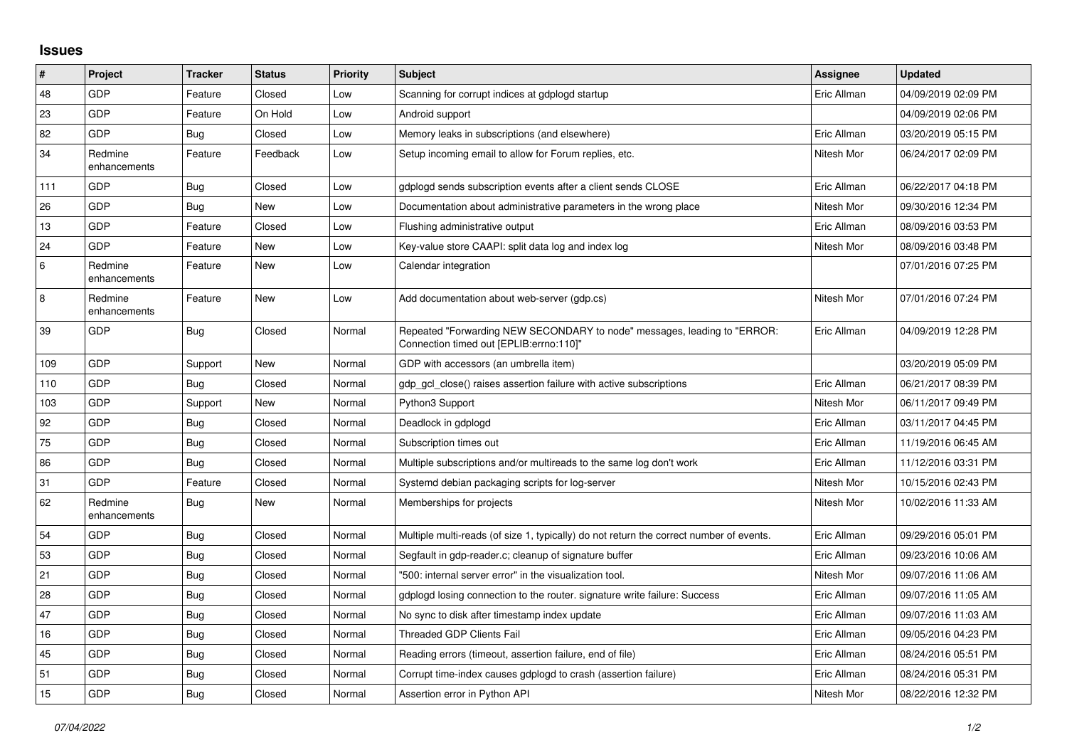## Issues

| # | Project | Tracker | Status | Priority | Subject | Assignee | Updated |
|---|---|---|---|---|---|---|---|
| 48 | GDP | Feature | Closed | Low | Scanning for corrupt indices at gdplogd startup | Eric Allman | 04/09/2019 02:09 PM |
| 23 | GDP | Feature | On Hold | Low | Android support | | 04/09/2019 02:06 PM |
| 82 | GDP | Bug | Closed | Low | Memory leaks in subscriptions (and elsewhere) | Eric Allman | 03/20/2019 05:15 PM |
| 34 | Redmine enhancements | Feature | Feedback | Low | Setup incoming email to allow for Forum replies, etc. | Nitesh Mor | 06/24/2017 02:09 PM |
| 111 | GDP | Bug | Closed | Low | gdplogd sends subscription events after a client sends CLOSE | Eric Allman | 06/22/2017 04:18 PM |
| 26 | GDP | Bug | New | Low | Documentation about administrative parameters in the wrong place | Nitesh Mor | 09/30/2016 12:34 PM |
| 13 | GDP | Feature | Closed | Low | Flushing administrative output | Eric Allman | 08/09/2016 03:53 PM |
| 24 | GDP | Feature | New | Low | Key-value store CAAPI: split data log and index log | Nitesh Mor | 08/09/2016 03:48 PM |
| 6 | Redmine enhancements | Feature | New | Low | Calendar integration | | 07/01/2016 07:25 PM |
| 8 | Redmine enhancements | Feature | New | Low | Add documentation about web-server (gdp.cs) | Nitesh Mor | 07/01/2016 07:24 PM |
| 39 | GDP | Bug | Closed | Normal | Repeated "Forwarding NEW SECONDARY to node" messages, leading to "ERROR: Connection timed out [EPLIB:errno:110]" | Eric Allman | 04/09/2019 12:28 PM |
| 109 | GDP | Support | New | Normal | GDP with accessors (an umbrella item) | | 03/20/2019 05:09 PM |
| 110 | GDP | Bug | Closed | Normal | gdp_gcl_close() raises assertion failure with active subscriptions | Eric Allman | 06/21/2017 08:39 PM |
| 103 | GDP | Support | New | Normal | Python3 Support | Nitesh Mor | 06/11/2017 09:49 PM |
| 92 | GDP | Bug | Closed | Normal | Deadlock in gdplogd | Eric Allman | 03/11/2017 04:45 PM |
| 75 | GDP | Bug | Closed | Normal | Subscription times out | Eric Allman | 11/19/2016 06:45 AM |
| 86 | GDP | Bug | Closed | Normal | Multiple subscriptions and/or multireads to the same log don't work | Eric Allman | 11/12/2016 03:31 PM |
| 31 | GDP | Feature | Closed | Normal | Systemd debian packaging scripts for log-server | Nitesh Mor | 10/15/2016 02:43 PM |
| 62 | Redmine enhancements | Bug | New | Normal | Memberships for projects | Nitesh Mor | 10/02/2016 11:33 AM |
| 54 | GDP | Bug | Closed | Normal | Multiple multi-reads (of size 1, typically) do not return the correct number of events. | Eric Allman | 09/29/2016 05:01 PM |
| 53 | GDP | Bug | Closed | Normal | Segfault in gdp-reader.c; cleanup of signature buffer | Eric Allman | 09/23/2016 10:06 AM |
| 21 | GDP | Bug | Closed | Normal | "500: internal server error" in the visualization tool. | Nitesh Mor | 09/07/2016 11:06 AM |
| 28 | GDP | Bug | Closed | Normal | gdplogd losing connection to the router. signature write failure: Success | Eric Allman | 09/07/2016 11:05 AM |
| 47 | GDP | Bug | Closed | Normal | No sync to disk after timestamp index update | Eric Allman | 09/07/2016 11:03 AM |
| 16 | GDP | Bug | Closed | Normal | Threaded GDP Clients Fail | Eric Allman | 09/05/2016 04:23 PM |
| 45 | GDP | Bug | Closed | Normal | Reading errors (timeout, assertion failure, end of file) | Eric Allman | 08/24/2016 05:51 PM |
| 51 | GDP | Bug | Closed | Normal | Corrupt time-index causes gdplogd to crash (assertion failure) | Eric Allman | 08/24/2016 05:31 PM |
| 15 | GDP | Bug | Closed | Normal | Assertion error in Python API | Nitesh Mor | 08/22/2016 12:32 PM |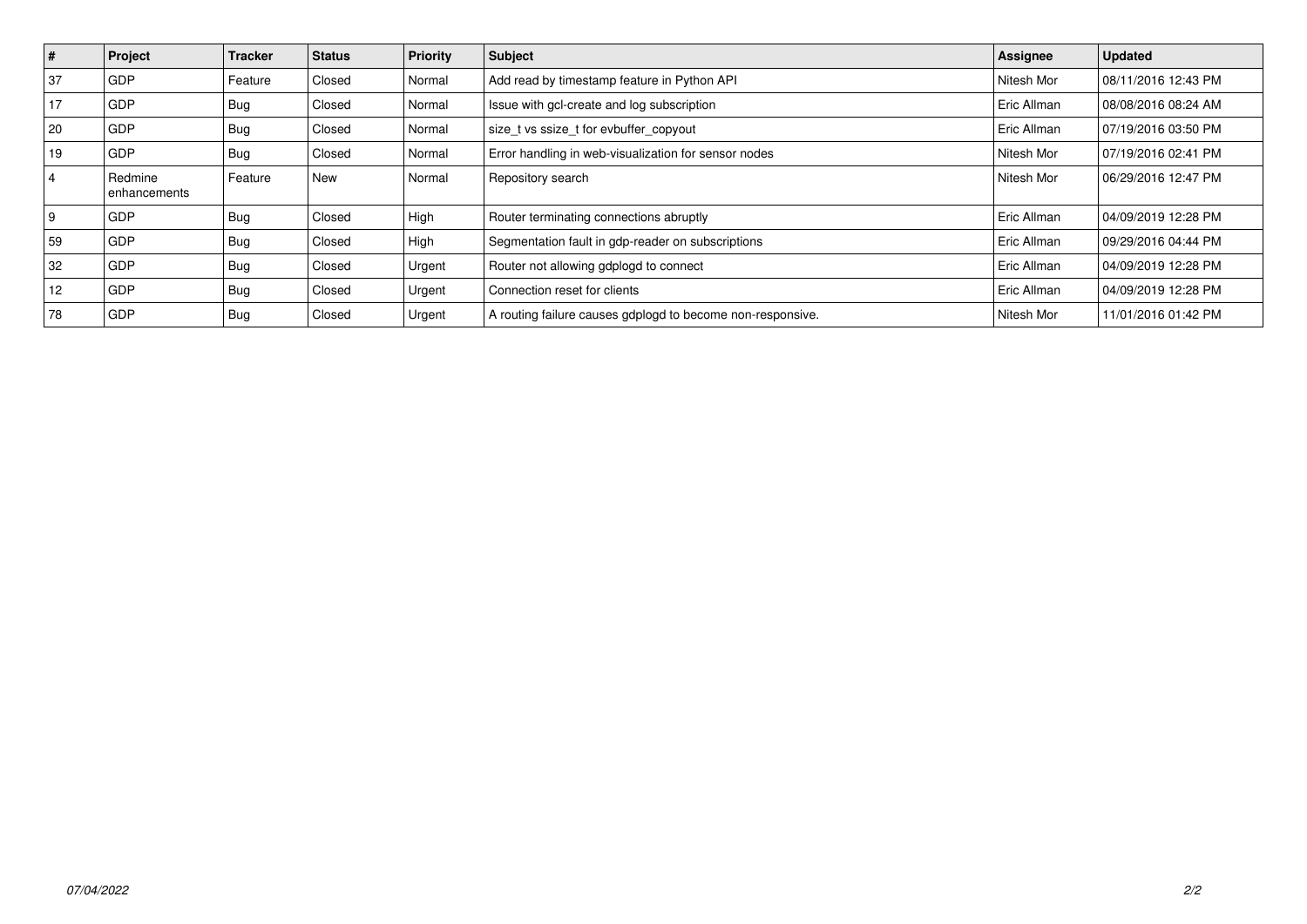| # | Project | Tracker | Status | Priority | Subject | Assignee | Updated |
|---|---|---|---|---|---|---|---|
| 37 | GDP | Feature | Closed | Normal | Add read by timestamp feature in Python API | Nitesh Mor | 08/11/2016 12:43 PM |
| 17 | GDP | Bug | Closed | Normal | Issue with gcl-create and log subscription | Eric Allman | 08/08/2016 08:24 AM |
| 20 | GDP | Bug | Closed | Normal | size_t vs ssize_t for evbuffer_copyout | Eric Allman | 07/19/2016 03:50 PM |
| 19 | GDP | Bug | Closed | Normal | Error handling in web-visualization for sensor nodes | Nitesh Mor | 07/19/2016 02:41 PM |
| 4 | Redmine enhancements | Feature | New | Normal | Repository search | Nitesh Mor | 06/29/2016 12:47 PM |
| 9 | GDP | Bug | Closed | High | Router terminating connections abruptly | Eric Allman | 04/09/2019 12:28 PM |
| 59 | GDP | Bug | Closed | High | Segmentation fault in gdp-reader on subscriptions | Eric Allman | 09/29/2016 04:44 PM |
| 32 | GDP | Bug | Closed | Urgent | Router not allowing gdplogd to connect | Eric Allman | 04/09/2019 12:28 PM |
| 12 | GDP | Bug | Closed | Urgent | Connection reset for clients | Eric Allman | 04/09/2019 12:28 PM |
| 78 | GDP | Bug | Closed | Urgent | A routing failure causes gdplogd to become non-responsive. | Nitesh Mor | 11/01/2016 01:42 PM |

*07/04/2022*